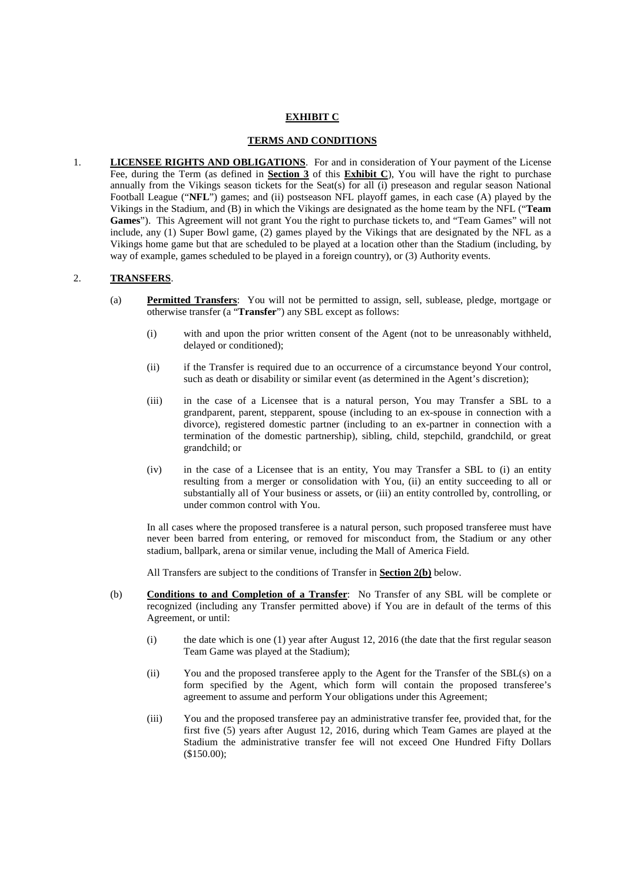# EXHIBIT C

## TERMS AND CONDITIONS

1. **LICENSEE RIGHTS AND OBLIGATIONS**. For and in consideration of Your payment of the License Fee, during the Term (as defined in **Section 3** of this **Exhibit C**), You will have the right to purchase annually from the Vikings season tickets for the Seat(s) for all (i) preseason and regular season National Football League ("**NFL**") games; and (ii) postseason NFL playoff games, in each case (A) played by the Vikings in the Stadium, and (B) in which the Vikings are designated as the home team by the NFL ("**Team Games**"). This Agreement will not grant You the right to purchase tickets to, and "Team Games" will not include, any (1) Super Bowl game, (2) games played by the Vikings that are designated by the NFL as a Vikings home game but that are scheduled to be played at a location other than the Stadium (including, by way of example, games scheduled to be played in a foreign country), or (3) Authority events.

2. **TRANSFERS**.

   (a) **Permitted Transfers**: You will not be permitted to assign, sell, sublease, pledge, mortgage or otherwise transfer (a "**Transfer**") any SBL except as follows:

   (i) with and upon the prior written consent of the Agent (not to be unreasonably withheld, delayed or conditioned);

   (ii) if the Transfer is required due to an occurrence of a circumstance beyond Your control, such as death or disability or similar event (as determined in the Agent's discretion);

   (iii) in the case of a Licensee that is a natural person, You may Transfer a SBL to a grandparent, parent, stepparent, spouse (including to an ex-spouse in connection with a divorce), registered domestic partner (including to an ex-partner in connection with a termination of the domestic partnership), sibling, child, stepchild, grandchild, or great grandchild; or

   (iv) in the case of a Licensee that is an entity, You may Transfer a SBL to (i) an entity resulting from a merger or consolidation with You, (ii) an entity succeeding to all or substantially all of Your business or assets, or (iii) an entity controlled by, controlling, or under common control with You.

   In all cases where the proposed transferee is a natural person, such proposed transferee must have never been barred from entering, or removed for misconduct from, the Stadium or any other stadium, ballpark, arena or similar venue, including the Mall of America Field.

   All Transfers are subject to the conditions of Transfer in **Section 2(b)** below.

   (b) **Conditions to and Completion of a Transfer**: No Transfer of any SBL will be complete or recognized (including any Transfer permitted above) if You are in default of the terms of this Agreement, or until:

   (i) the date which is one (1) year after August 12, 2016 (the date that the first regular season Team Game was played at the Stadium);

   (ii) You and the proposed transferee apply to the Agent for the Transfer of the SBL(s) on a form specified by the Agent, which form will contain the proposed transferee's agreement to assume and perform Your obligations under this Agreement;

   (iii) You and the proposed transferee pay an administrative transfer fee, provided that, for the first five (5) years after August 12, 2016, during which Team Games are played at the Stadium the administrative transfer fee will not exceed One Hundred Fifty Dollars ($150.00);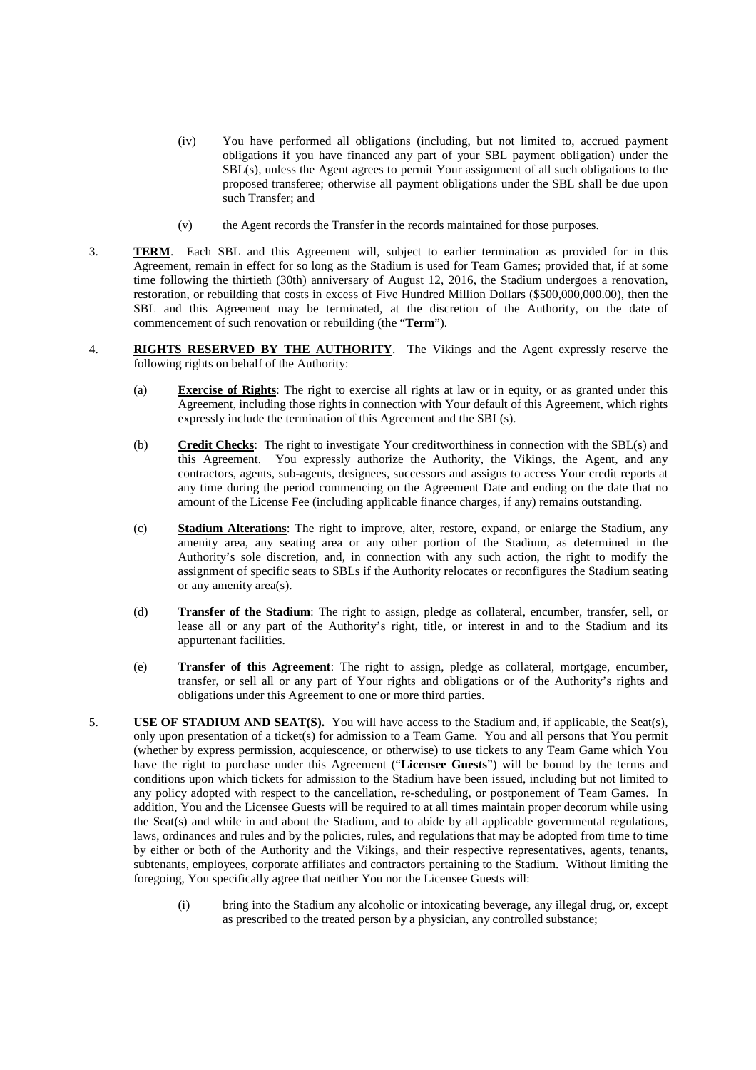(iv) You have performed all obligations (including, but not limited to, accrued payment obligations if you have financed any part of your SBL payment obligation) under the SBL(s), unless the Agent agrees to permit Your assignment of all such obligations to the proposed transferee; otherwise all payment obligations under the SBL shall be due upon such Transfer; and

(v) the Agent records the Transfer in the records maintained for those purposes.

3. **TERM**. Each SBL and this Agreement will, subject to earlier termination as provided for in this Agreement, remain in effect for so long as the Stadium is used for Team Games; provided that, if at some time following the thirtieth (30th) anniversary of August 12, 2016, the Stadium undergoes a renovation, restoration, or rebuilding that costs in excess of Five Hundred Million Dollars ($500,000,000.00), then the SBL and this Agreement may be terminated, at the discretion of the Authority, on the date of commencement of such renovation or rebuilding (the "**Term**").

4. **RIGHTS RESERVED BY THE AUTHORITY**. The Vikings and the Agent expressly reserve the following rights on behalf of the Authority:

   (a) **Exercise of Rights**: The right to exercise all rights at law or in equity, or as granted under this Agreement, including those rights in connection with Your default of this Agreement, which rights expressly include the termination of this Agreement and the SBL(s).

   (b) **Credit Checks**: The right to investigate Your creditworthiness in connection with the SBL(s) and this Agreement. You expressly authorize the Authority, the Vikings, the Agent, and any contractors, agents, sub-agents, designees, successors and assigns to access Your credit reports at any time during the period commencing on the Agreement Date and ending on the date that no amount of the License Fee (including applicable finance charges, if any) remains outstanding.

   (c) **Stadium Alterations**: The right to improve, alter, restore, expand, or enlarge the Stadium, any amenity area, any seating area or any other portion of the Stadium, as determined in the Authority's sole discretion, and, in connection with any such action, the right to modify the assignment of specific seats to SBLs if the Authority relocates or reconfigures the Stadium seating or any amenity area(s).

   (d) **Transfer of the Stadium**: The right to assign, pledge as collateral, encumber, transfer, sell, or lease all or any part of the Authority's right, title, or interest in and to the Stadium and its appurtenant facilities.

   (e) **Transfer of this Agreement**: The right to assign, pledge as collateral, mortgage, encumber, transfer, or sell all or any part of Your rights and obligations or of the Authority's rights and obligations under this Agreement to one or more third parties.

5. **USE OF STADIUM AND SEAT(S).** You will have access to the Stadium and, if applicable, the Seat(s), only upon presentation of a ticket(s) for admission to a Team Game. You and all persons that You permit (whether by express permission, acquiescence, or otherwise) to use tickets to any Team Game which You have the right to purchase under this Agreement ("**Licensee Guests**") will be bound by the terms and conditions upon which tickets for admission to the Stadium have been issued, including but not limited to any policy adopted with respect to the cancellation, re-scheduling, or postponement of Team Games. In addition, You and the Licensee Guests will be required to at all times maintain proper decorum while using the Seat(s) and while in and about the Stadium, and to abide by all applicable governmental regulations, laws, ordinances and rules and by the policies, rules, and regulations that may be adopted from time to time by either or both of the Authority and the Vikings, and their respective representatives, agents, tenants, subtenants, employees, corporate affiliates and contractors pertaining to the Stadium. Without limiting the foregoing, You specifically agree that neither You nor the Licensee Guests will:

   (i) bring into the Stadium any alcoholic or intoxicating beverage, any illegal drug, or, except as prescribed to the treated person by a physician, any controlled substance;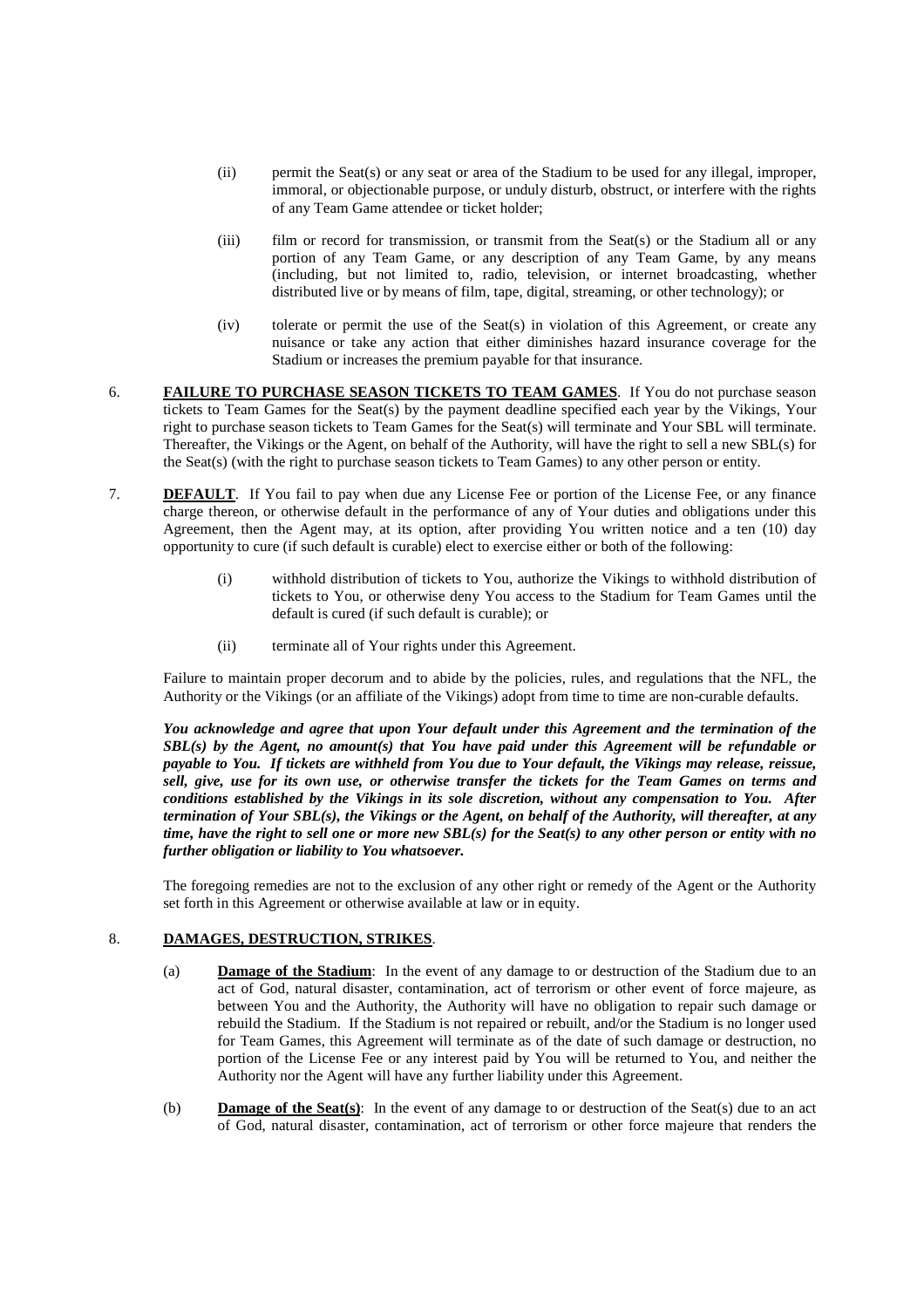(ii) permit the Seat(s) or any seat or area of the Stadium to be used for any illegal, improper, immoral, or objectionable purpose, or unduly disturb, obstruct, or interfere with the rights of any Team Game attendee or ticket holder;

(iii) film or record for transmission, or transmit from the Seat(s) or the Stadium all or any portion of any Team Game, or any description of any Team Game, by any means (including, but not limited to, radio, television, or internet broadcasting, whether distributed live or by means of film, tape, digital, streaming, or other technology); or

(iv) tolerate or permit the use of the Seat(s) in violation of this Agreement, or create any nuisance or take any action that either diminishes hazard insurance coverage for the Stadium or increases the premium payable for that insurance.

6. **FAILURE TO PURCHASE SEASON TICKETS TO TEAM GAMES**. If You do not purchase season tickets to Team Games for the Seat(s) by the payment deadline specified each year by the Vikings, Your right to purchase season tickets to Team Games for the Seat(s) will terminate and Your SBL will terminate. Thereafter, the Vikings or the Agent, on behalf of the Authority, will have the right to sell a new SBL(s) for the Seat(s) (with the right to purchase season tickets to Team Games) to any other person or entity.

7. **DEFAULT**. If You fail to pay when due any License Fee or portion of the License Fee, or any finance charge thereon, or otherwise default in the performance of any of Your duties and obligations under this Agreement, then the Agent may, at its option, after providing You written notice and a ten (10) day opportunity to cure (if such default is curable) elect to exercise either or both of the following:

(i) withhold distribution of tickets to You, authorize the Vikings to withhold distribution of tickets to You, or otherwise deny You access to the Stadium for Team Games until the default is cured (if such default is curable); or

(ii) terminate all of Your rights under this Agreement.

Failure to maintain proper decorum and to abide by the policies, rules, and regulations that the NFL, the Authority or the Vikings (or an affiliate of the Vikings) adopt from time to time are non-curable defaults.

***You acknowledge and agree that upon Your default under this Agreement and the termination of the SBL(s) by the Agent, no amount(s) that You have paid under this Agreement will be refundable or payable to You. If tickets are withheld from You due to Your default, the Vikings may release, reissue, sell, give, use for its own use, or otherwise transfer the tickets for the Team Games on terms and conditions established by the Vikings in its sole discretion, without any compensation to You. After termination of Your SBL(s), the Vikings or the Agent, on behalf of the Authority, will thereafter, at any time, have the right to sell one or more new SBL(s) for the Seat(s) to any other person or entity with no further obligation or liability to You whatsoever.***

The foregoing remedies are not to the exclusion of any other right or remedy of the Agent or the Authority set forth in this Agreement or otherwise available at law or in equity.

8. **DAMAGES, DESTRUCTION, STRIKES**.

(a) **Damage of the Stadium**: In the event of any damage to or destruction of the Stadium due to an act of God, natural disaster, contamination, act of terrorism or other event of force majeure, as between You and the Authority, the Authority will have no obligation to repair such damage or rebuild the Stadium. If the Stadium is not repaired or rebuilt, and/or the Stadium is no longer used for Team Games, this Agreement will terminate as of the date of such damage or destruction, no portion of the License Fee or any interest paid by You will be returned to You, and neither the Authority nor the Agent will have any further liability under this Agreement.

(b) **Damage of the Seat(s)**: In the event of any damage to or destruction of the Seat(s) due to an act of God, natural disaster, contamination, act of terrorism or other force majeure that renders the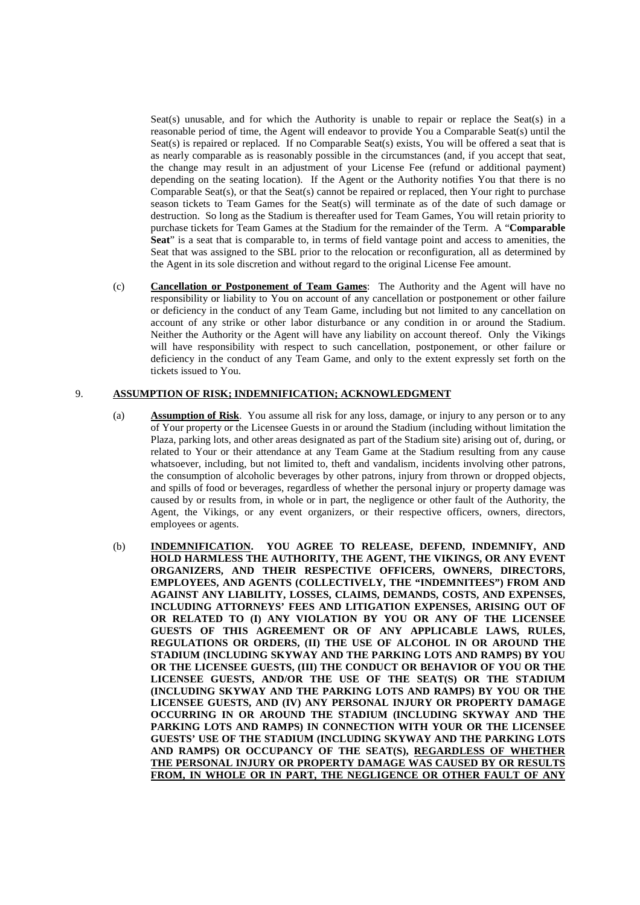Seat(s) unusable, and for which the Authority is unable to repair or replace the Seat(s) in a reasonable period of time, the Agent will endeavor to provide You a Comparable Seat(s) until the Seat(s) is repaired or replaced. If no Comparable Seat(s) exists, You will be offered a seat that is as nearly comparable as is reasonably possible in the circumstances (and, if you accept that seat, the change may result in an adjustment of your License Fee (refund or additional payment) depending on the seating location). If the Agent or the Authority notifies You that there is no Comparable Seat(s), or that the Seat(s) cannot be repaired or replaced, then Your right to purchase season tickets to Team Games for the Seat(s) will terminate as of the date of such damage or destruction. So long as the Stadium is thereafter used for Team Games, You will retain priority to purchase tickets for Team Games at the Stadium for the remainder of the Term. A "**Comparable Seat**" is a seat that is comparable to, in terms of field vantage point and access to amenities, the Seat that was assigned to the SBL prior to the relocation or reconfiguration, all as determined by the Agent in its sole discretion and without regard to the original License Fee amount.

(c) **Cancellation or Postponement of Team Games**: The Authority and the Agent will have no responsibility or liability to You on account of any cancellation or postponement or other failure or deficiency in the conduct of any Team Game, including but not limited to any cancellation on account of any strike or other labor disturbance or any condition in or around the Stadium. Neither the Authority or the Agent will have any liability on account thereof. Only the Vikings will have responsibility with respect to such cancellation, postponement, or other failure or deficiency in the conduct of any Team Game, and only to the extent expressly set forth on the tickets issued to You.

9. **ASSUMPTION OF RISK; INDEMNIFICATION; ACKNOWLEDGMENT**

(a) **Assumption of Risk**. You assume all risk for any loss, damage, or injury to any person or to any of Your property or the Licensee Guests in or around the Stadium (including without limitation the Plaza, parking lots, and other areas designated as part of the Stadium site) arising out of, during, or related to Your or their attendance at any Team Game at the Stadium resulting from any cause whatsoever, including, but not limited to, theft and vandalism, incidents involving other patrons, the consumption of alcoholic beverages by other patrons, injury from thrown or dropped objects, and spills of food or beverages, regardless of whether the personal injury or property damage was caused by or results from, in whole or in part, the negligence or other fault of the Authority, the Agent, the Vikings, or any event organizers, or their respective officers, owners, directors, employees or agents.

(b) **INDEMNIFICATION. YOU AGREE TO RELEASE, DEFEND, INDEMNIFY, AND HOLD HARMLESS THE AUTHORITY, THE AGENT, THE VIKINGS, OR ANY EVENT ORGANIZERS, AND THEIR RESPECTIVE OFFICERS, OWNERS, DIRECTORS, EMPLOYEES, AND AGENTS (COLLECTIVELY, THE "INDEMNITEES") FROM AND AGAINST ANY LIABILITY, LOSSES, CLAIMS, DEMANDS, COSTS, AND EXPENSES, INCLUDING ATTORNEYS' FEES AND LITIGATION EXPENSES, ARISING OUT OF OR RELATED TO (I) ANY VIOLATION BY YOU OR ANY OF THE LICENSEE GUESTS OF THIS AGREEMENT OR OF ANY APPLICABLE LAWS, RULES, REGULATIONS OR ORDERS, (II) THE USE OF ALCOHOL IN OR AROUND THE STADIUM (INCLUDING SKYWAY AND THE PARKING LOTS AND RAMPS) BY YOU OR THE LICENSEE GUESTS, (III) THE CONDUCT OR BEHAVIOR OF YOU OR THE LICENSEE GUESTS, AND/OR THE USE OF THE SEAT(S) OR THE STADIUM (INCLUDING SKYWAY AND THE PARKING LOTS AND RAMPS) BY YOU OR THE LICENSEE GUESTS, AND (IV) ANY PERSONAL INJURY OR PROPERTY DAMAGE OCCURRING IN OR AROUND THE STADIUM (INCLUDING SKYWAY AND THE PARKING LOTS AND RAMPS) IN CONNECTION WITH YOUR OR THE LICENSEE GUESTS' USE OF THE STADIUM (INCLUDING SKYWAY AND THE PARKING LOTS AND RAMPS) OR OCCUPANCY OF THE SEAT(S), <u>REGARDLESS OF WHETHER THE PERSONAL INJURY OR PROPERTY DAMAGE WAS CAUSED BY OR RESULTS FROM, IN WHOLE OR IN PART, THE NEGLIGENCE OR OTHER FAULT OF ANY</u>**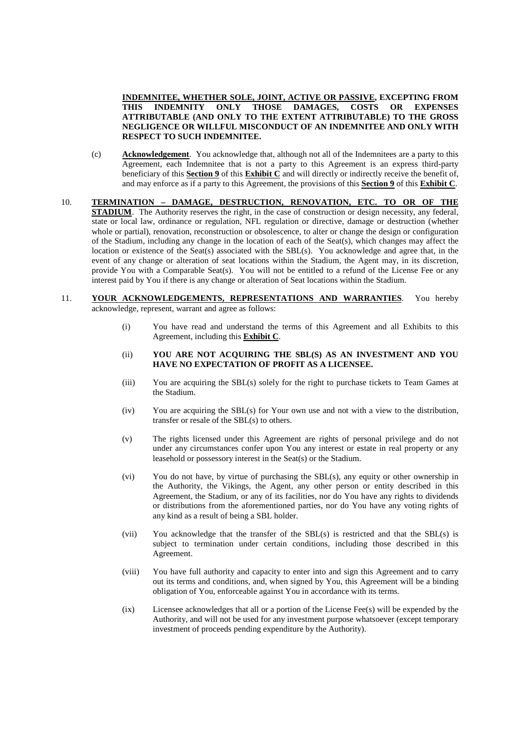**<u>INDEMNITEE, WHETHER SOLE, JOINT, ACTIVE OR PASSIVE</u>, EXCEPTING FROM THIS INDEMNITY ONLY THOSE DAMAGES, COSTS OR EXPENSES ATTRIBUTABLE (AND ONLY TO THE EXTENT ATTRIBUTABLE) TO THE GROSS NEGLIGENCE OR WILLFUL MISCONDUCT OF AN INDEMNITEE AND ONLY WITH RESPECT TO SUCH INDEMNITEE.**

(c) **<u>Acknowledgement</u>**. You acknowledge that, although not all of the Indemnitees are a party to this Agreement, each Indemnitee that is not a party to this Agreement is an express third-party beneficiary of this **<u>Section 9</u>** of this **<u>Exhibit C</u>** and will directly or indirectly receive the benefit of, and may enforce as if a party to this Agreement, the provisions of this **<u>Section 9</u>** of this **<u>Exhibit C</u>**.

10. **<u>TERMINATION – DAMAGE, DESTRUCTION, RENOVATION, ETC. TO OR OF THE STADIUM</u>**. The Authority reserves the right, in the case of construction or design necessity, any federal, state or local law, ordinance or regulation, NFL regulation or directive, damage or destruction (whether whole or partial), renovation, reconstruction or obsolescence, to alter or change the design or configuration of the Stadium, including any change in the location of each of the Seat(s), which changes may affect the location or existence of the Seat(s) associated with the SBL(s). You acknowledge and agree that, in the event of any change or alteration of seat locations within the Stadium, the Agent may, in its discretion, provide You with a Comparable Seat(s). You will not be entitled to a refund of the License Fee or any interest paid by You if there is any change or alteration of Seat locations within the Stadium.

11. **<u>YOUR ACKNOWLEDGEMENTS, REPRESENTATIONS AND WARRANTIES</u>**. You hereby acknowledge, represent, warrant and agree as follows:

(i) You have read and understand the terms of this Agreement and all Exhibits to this Agreement, including this **<u>Exhibit C</u>**.

(ii) **YOU ARE NOT ACQUIRING THE SBL(S) AS AN INVESTMENT AND YOU HAVE NO EXPECTATION OF PROFIT AS A LICENSEE.**

(iii) You are acquiring the SBL(s) solely for the right to purchase tickets to Team Games at the Stadium.

(iv) You are acquiring the SBL(s) for Your own use and not with a view to the distribution, transfer or resale of the SBL(s) to others.

(v) The rights licensed under this Agreement are rights of personal privilege and do not under any circumstances confer upon You any interest or estate in real property or any leasehold or possessory interest in the Seat(s) or the Stadium.

(vi) You do not have, by virtue of purchasing the SBL(s), any equity or other ownership in the Authority, the Vikings, the Agent, any other person or entity described in this Agreement, the Stadium, or any of its facilities, nor do You have any rights to dividends or distributions from the aforementioned parties, nor do You have any voting rights of any kind as a result of being a SBL holder.

(vii) You acknowledge that the transfer of the SBL(s) is restricted and that the SBL(s) is subject to termination under certain conditions, including those described in this Agreement.

(viii) You have full authority and capacity to enter into and sign this Agreement and to carry out its terms and conditions, and, when signed by You, this Agreement will be a binding obligation of You, enforceable against You in accordance with its terms.

(ix) Licensee acknowledges that all or a portion of the License Fee(s) will be expended by the Authority, and will not be used for any investment purpose whatsoever (except temporary investment of proceeds pending expenditure by the Authority).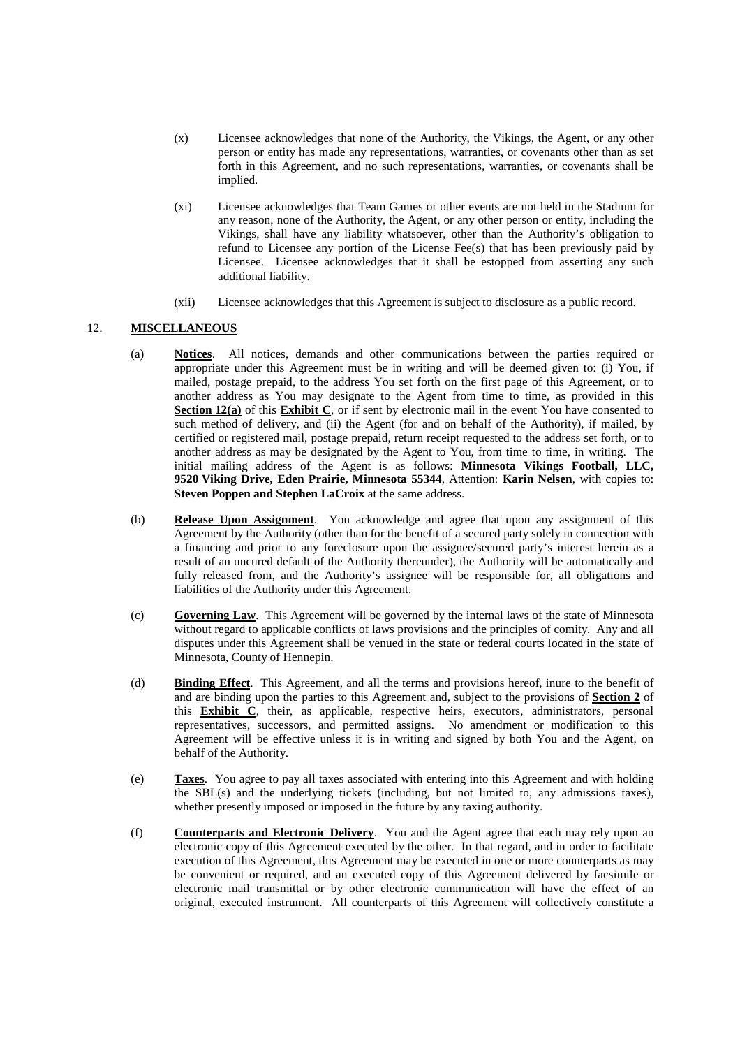(x) Licensee acknowledges that none of the Authority, the Vikings, the Agent, or any other person or entity has made any representations, warranties, or covenants other than as set forth in this Agreement, and no such representations, warranties, or covenants shall be implied.

(xi) Licensee acknowledges that Team Games or other events are not held in the Stadium for any reason, none of the Authority, the Agent, or any other person or entity, including the Vikings, shall have any liability whatsoever, other than the Authority's obligation to refund to Licensee any portion of the License Fee(s) that has been previously paid by Licensee. Licensee acknowledges that it shall be estopped from asserting any such additional liability.

(xii) Licensee acknowledges that this Agreement is subject to disclosure as a public record.

12. **MISCELLANEOUS**

(a) **Notices**. All notices, demands and other communications between the parties required or appropriate under this Agreement must be in writing and will be deemed given to: (i) You, if mailed, postage prepaid, to the address You set forth on the first page of this Agreement, or to another address as You may designate to the Agent from time to time, as provided in this **Section 12(a)** of this **Exhibit C**, or if sent by electronic mail in the event You have consented to such method of delivery, and (ii) the Agent (for and on behalf of the Authority), if mailed, by certified or registered mail, postage prepaid, return receipt requested to the address set forth, or to another address as may be designated by the Agent to You, from time to time, in writing. The initial mailing address of the Agent is as follows: **Minnesota Vikings Football, LLC, 9520 Viking Drive, Eden Prairie, Minnesota 55344**, Attention: **Karin Nelsen**, with copies to: **Steven Poppen and Stephen LaCroix** at the same address.

(b) **Release Upon Assignment**. You acknowledge and agree that upon any assignment of this Agreement by the Authority (other than for the benefit of a secured party solely in connection with a financing and prior to any foreclosure upon the assignee/secured party's interest herein as a result of an uncured default of the Authority thereunder), the Authority will be automatically and fully released from, and the Authority's assignee will be responsible for, all obligations and liabilities of the Authority under this Agreement.

(c) **Governing Law**. This Agreement will be governed by the internal laws of the state of Minnesota without regard to applicable conflicts of laws provisions and the principles of comity. Any and all disputes under this Agreement shall be venued in the state or federal courts located in the state of Minnesota, County of Hennepin.

(d) **Binding Effect**. This Agreement, and all the terms and provisions hereof, inure to the benefit of and are binding upon the parties to this Agreement and, subject to the provisions of **Section 2** of this **Exhibit C**, their, as applicable, respective heirs, executors, administrators, personal representatives, successors, and permitted assigns. No amendment or modification to this Agreement will be effective unless it is in writing and signed by both You and the Agent, on behalf of the Authority.

(e) **Taxes**. You agree to pay all taxes associated with entering into this Agreement and with holding the SBL(s) and the underlying tickets (including, but not limited to, any admissions taxes), whether presently imposed or imposed in the future by any taxing authority.

(f) **Counterparts and Electronic Delivery**. You and the Agent agree that each may rely upon an electronic copy of this Agreement executed by the other. In that regard, and in order to facilitate execution of this Agreement, this Agreement may be executed in one or more counterparts as may be convenient or required, and an executed copy of this Agreement delivered by facsimile or electronic mail transmittal or by other electronic communication will have the effect of an original, executed instrument. All counterparts of this Agreement will collectively constitute a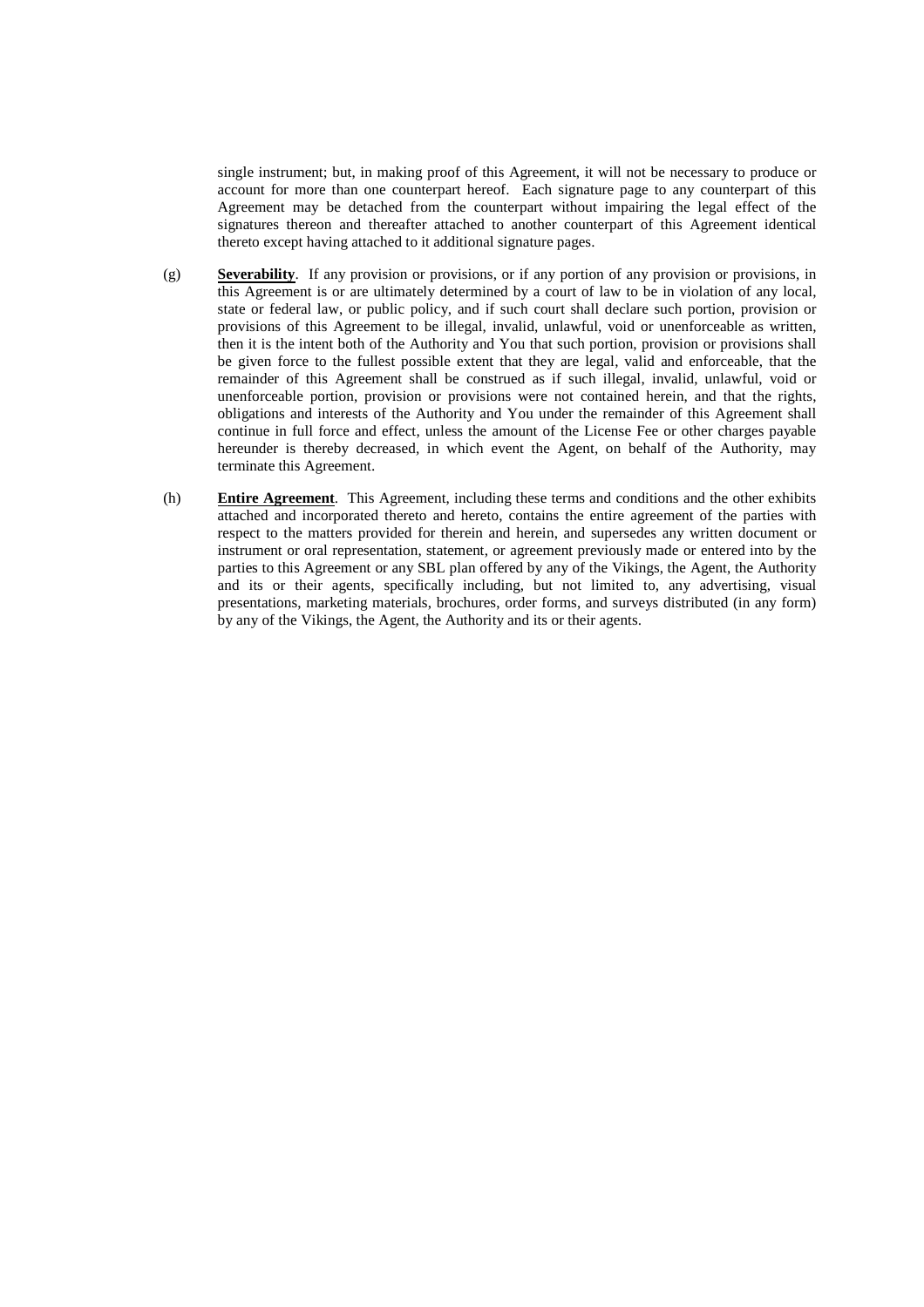single instrument; but, in making proof of this Agreement, it will not be necessary to produce or account for more than one counterpart hereof. Each signature page to any counterpart of this Agreement may be detached from the counterpart without impairing the legal effect of the signatures thereon and thereafter attached to another counterpart of this Agreement identical thereto except having attached to it additional signature pages.

(g) **Severability**. If any provision or provisions, or if any portion of any provision or provisions, in this Agreement is or are ultimately determined by a court of law to be in violation of any local, state or federal law, or public policy, and if such court shall declare such portion, provision or provisions of this Agreement to be illegal, invalid, unlawful, void or unenforceable as written, then it is the intent both of the Authority and You that such portion, provision or provisions shall be given force to the fullest possible extent that they are legal, valid and enforceable, that the remainder of this Agreement shall be construed as if such illegal, invalid, unlawful, void or unenforceable portion, provision or provisions were not contained herein, and that the rights, obligations and interests of the Authority and You under the remainder of this Agreement shall continue in full force and effect, unless the amount of the License Fee or other charges payable hereunder is thereby decreased, in which event the Agent, on behalf of the Authority, may terminate this Agreement.

(h) **Entire Agreement**. This Agreement, including these terms and conditions and the other exhibits attached and incorporated thereto and hereto, contains the entire agreement of the parties with respect to the matters provided for therein and herein, and supersedes any written document or instrument or oral representation, statement, or agreement previously made or entered into by the parties to this Agreement or any SBL plan offered by any of the Vikings, the Agent, the Authority and its or their agents, specifically including, but not limited to, any advertising, visual presentations, marketing materials, brochures, order forms, and surveys distributed (in any form) by any of the Vikings, the Agent, the Authority and its or their agents.